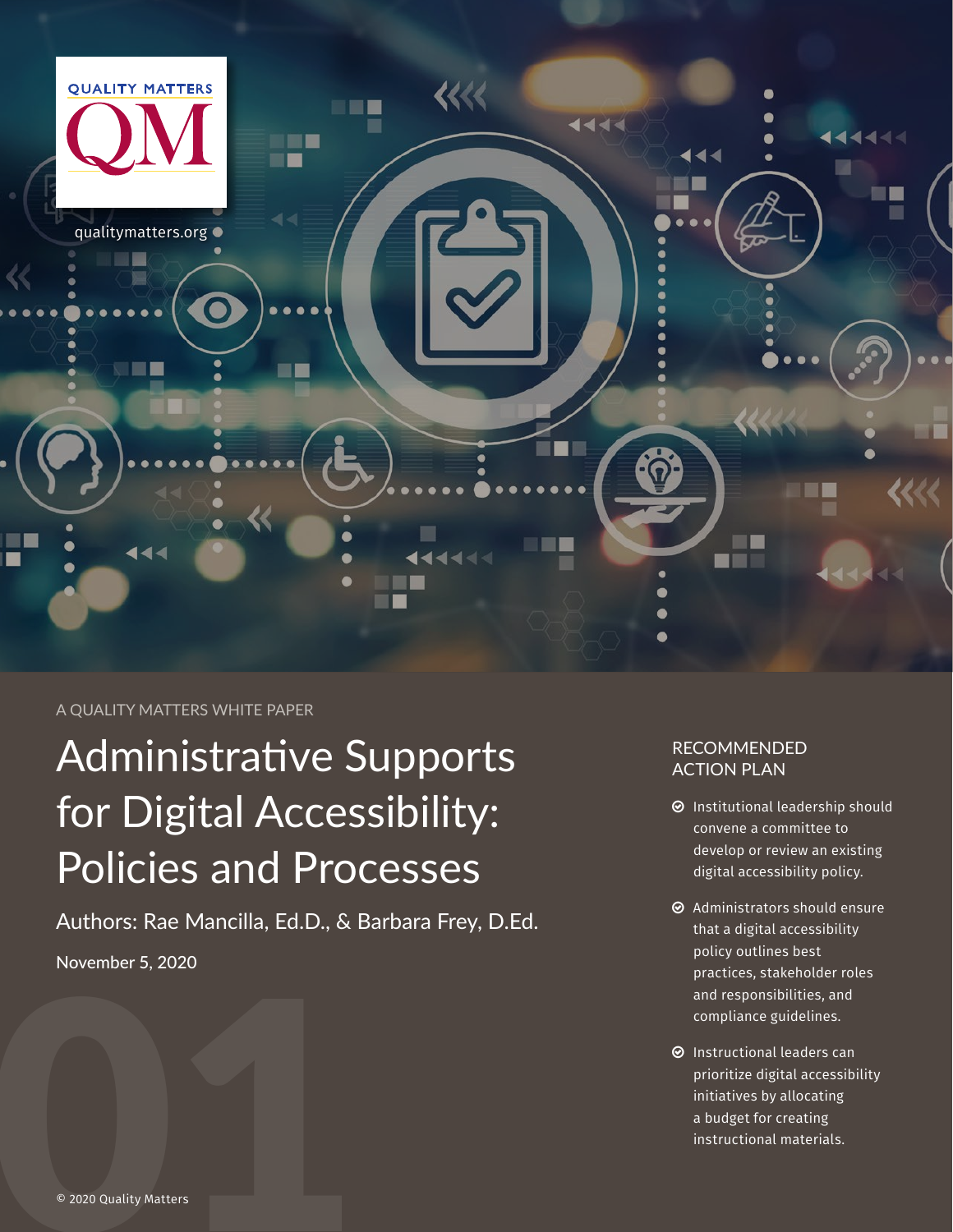QUALITY MATTERS

qualitymatters.org

A QUALITY MATTERS WHITE PAPER

# Administrative Supports for Digital Accessibility: Policies and Processes

Authors: Rae Mancilla, Ed.D., & Barbara Frey, D.Ed.

November 5, 2020

## RECOMMENDED ACTION PLAN

- Institutional leadership should convene a committee to develop or review an existing digital accessibility policy.
- Administrators should ensure that a digital accessibility policy outlines best practices, stakeholder roles and responsibilities, and compliance guidelines.
- Instructional leaders can prioritize digital accessibility initiatives by allocating a budget for creating instructional materials.

© 2020 Quality Matters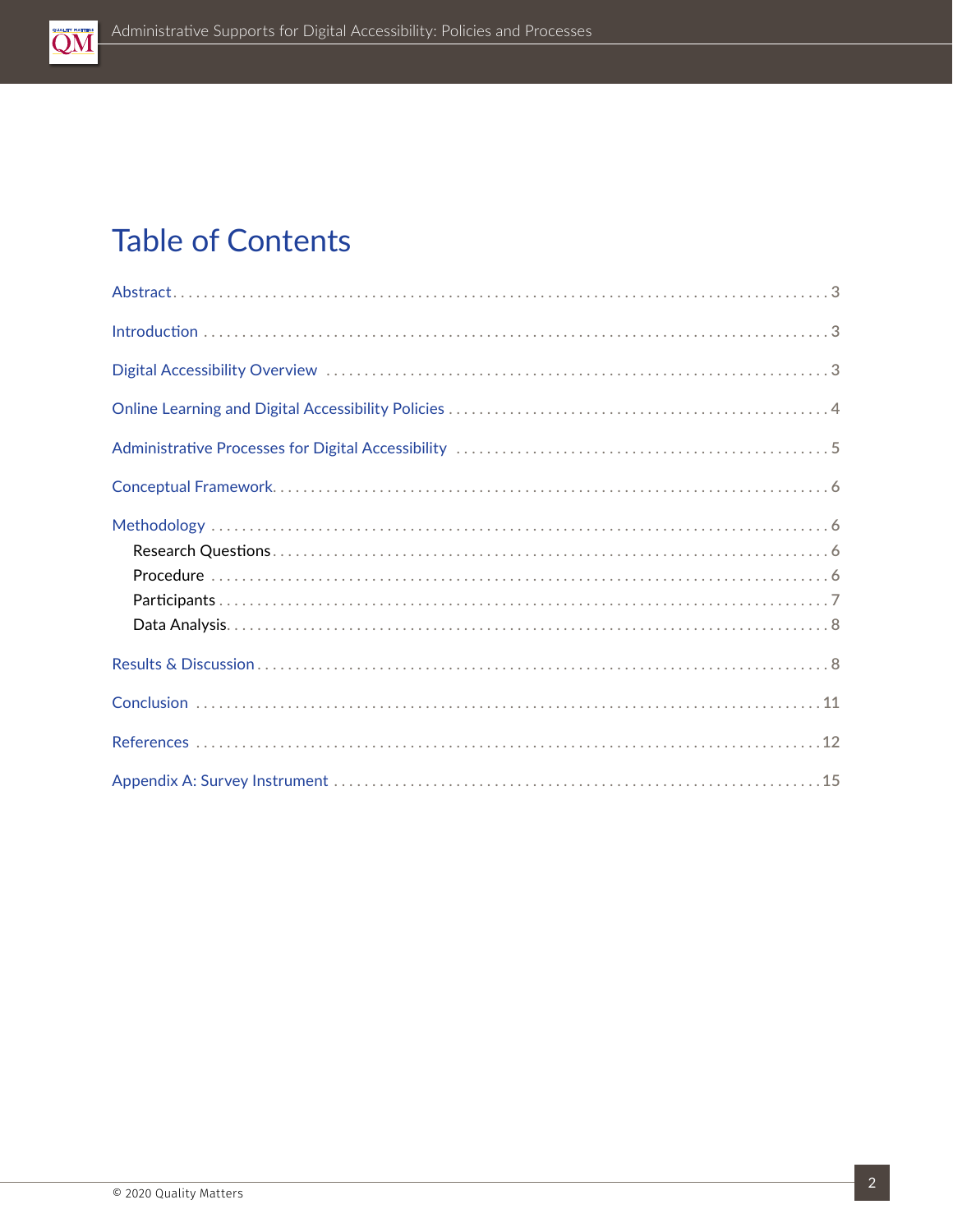# Table of Contents

Abstract . . . . . . . . . . 3

Introduction . . . . . . . . . . 3

Digital Accessibility Overview . . . . . . . . . . 3

Online Learning and Digital Accessibility Policies . . . . . . . . . . 4

Administrative Processes for Digital Accessibility . . . . . . . . . . 5

Conceptual Framework . . . . . . . . . . 6

Methodology . . . . . . . . . . 6

- Research Questions . . . . . . . . . . 6
- Procedure . . . . . . . . . . 6
- Participants . . . . . . . . . . 7
- Data Analysis . . . . . . . . . . 8

Results & Discussion . . . . . . . . . . 8

Conclusion . . . . . . . . . . 11

References . . . . . . . . . . 12

Appendix A: Survey Instrument . . . . . . . . . . 15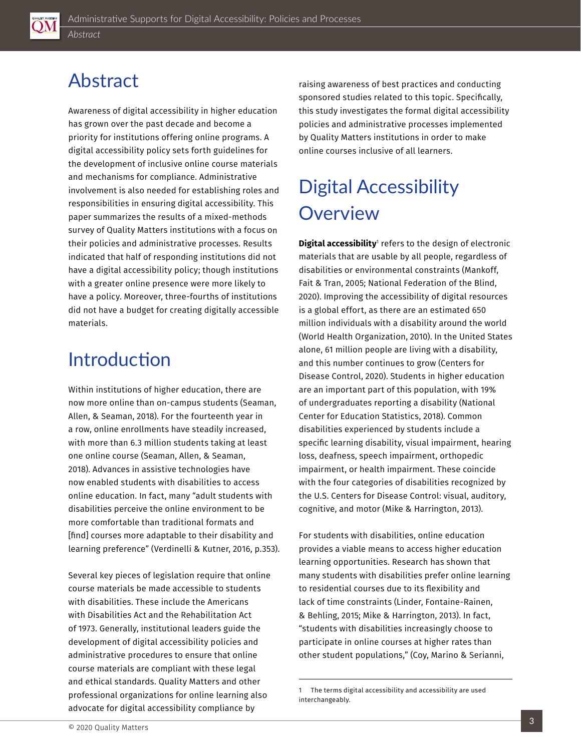# Abstract

Awareness of digital accessibility in higher education has grown over the past decade and become a priority for institutions offering online programs. A digital accessibility policy sets forth guidelines for the development of inclusive online course materials and mechanisms for compliance. Administrative involvement is also needed for establishing roles and responsibilities in ensuring digital accessibility. This paper summarizes the results of a mixed-methods survey of Quality Matters institutions with a focus on their policies and administrative processes. Results indicated that half of responding institutions did not have a digital accessibility policy; though institutions with a greater online presence were more likely to have a policy. Moreover, three-fourths of institutions did not have a budget for creating digitally accessible materials.

# Introduction

Within institutions of higher education, there are now more online than on-campus students (Seaman, Allen, & Seaman, 2018). For the fourteenth year in a row, online enrollments have steadily increased, with more than 6.3 million students taking at least one online course (Seaman, Allen, & Seaman, 2018). Advances in assistive technologies have now enabled students with disabilities to access online education. In fact, many "adult students with disabilities perceive the online environment to be more comfortable than traditional formats and [find] courses more adaptable to their disability and learning preference" (Verdinelli & Kutner, 2016, p.353).

Several key pieces of legislation require that online course materials be made accessible to students with disabilities. These include the Americans with Disabilities Act and the Rehabilitation Act of 1973. Generally, institutional leaders guide the development of digital accessibility policies and administrative procedures to ensure that online course materials are compliant with these legal and ethical standards. Quality Matters and other professional organizations for online learning also advocate for digital accessibility compliance by raising awareness of best practices and conducting sponsored studies related to this topic. Specifically, this study investigates the formal digital accessibility policies and administrative processes implemented by Quality Matters institutions in order to make online courses inclusive of all learners.

# Digital Accessibility Overview

**Digital accessibility**[1] refers to the design of electronic materials that are usable by all people, regardless of disabilities or environmental constraints (Mankoff, Fait & Tran, 2005; National Federation of the Blind, 2020). Improving the accessibility of digital resources is a global effort, as there are an estimated 650 million individuals with a disability around the world (World Health Organization, 2010). In the United States alone, 61 million people are living with a disability, and this number continues to grow (Centers for Disease Control, 2020). Students in higher education are an important part of this population, with 19% of undergraduates reporting a disability (National Center for Education Statistics, 2018). Common disabilities experienced by students include a specific learning disability, visual impairment, hearing loss, deafness, speech impairment, orthopedic impairment, or health impairment. These coincide with the four categories of disabilities recognized by the U.S. Centers for Disease Control: visual, auditory, cognitive, and motor (Mike & Harrington, 2013).

For students with disabilities, online education provides a viable means to access higher education learning opportunities. Research has shown that many students with disabilities prefer online learning to residential courses due to its flexibility and lack of time constraints (Linder, Fontaine-Rainen, & Behling, 2015; Mike & Harrington, 2013). In fact, "students with disabilities increasingly choose to participate in online courses at higher rates than other student populations," (Coy, Marino & Serianni,

1 The terms digital accessibility and accessibility are used interchangeably.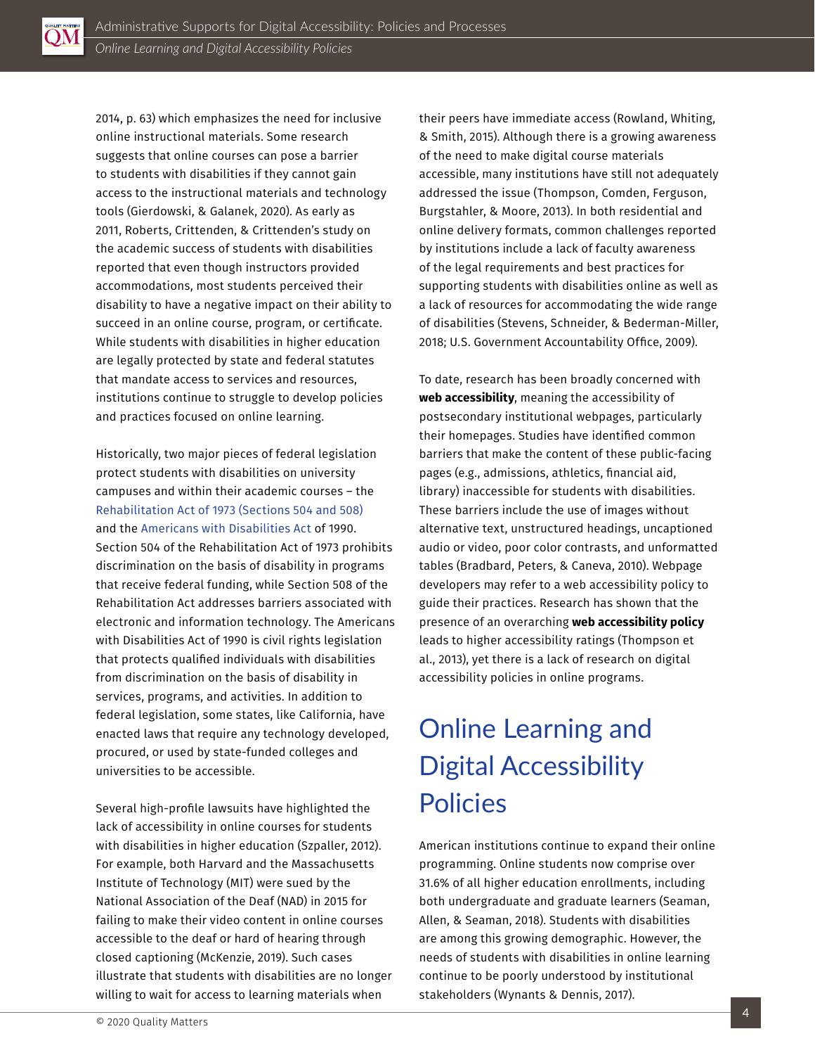2014, p. 63) which emphasizes the need for inclusive online instructional materials. Some research suggests that online courses can pose a barrier to students with disabilities if they cannot gain access to the instructional materials and technology tools (Gierdowski, & Galanek, 2020). As early as 2011, Roberts, Crittenden, & Crittenden's study on the academic success of students with disabilities reported that even though instructors provided accommodations, most students perceived their disability to have a negative impact on their ability to succeed in an online course, program, or certificate. While students with disabilities in higher education are legally protected by state and federal statutes that mandate access to services and resources, institutions continue to struggle to develop policies and practices focused on online learning.

Historically, two major pieces of federal legislation protect students with disabilities on university campuses and within their academic courses – the Rehabilitation Act of 1973 (Sections 504 and 508) and the Americans with Disabilities Act of 1990. Section 504 of the Rehabilitation Act of 1973 prohibits discrimination on the basis of disability in programs that receive federal funding, while Section 508 of the Rehabilitation Act addresses barriers associated with electronic and information technology. The Americans with Disabilities Act of 1990 is civil rights legislation that protects qualified individuals with disabilities from discrimination on the basis of disability in services, programs, and activities. In addition to federal legislation, some states, like California, have enacted laws that require any technology developed, procured, or used by state-funded colleges and universities to be accessible.

Several high-profile lawsuits have highlighted the lack of accessibility in online courses for students with disabilities in higher education (Szpaller, 2012). For example, both Harvard and the Massachusetts Institute of Technology (MIT) were sued by the National Association of the Deaf (NAD) in 2015 for failing to make their video content in online courses accessible to the deaf or hard of hearing through closed captioning (McKenzie, 2019). Such cases illustrate that students with disabilities are no longer willing to wait for access to learning materials when their peers have immediate access (Rowland, Whiting, & Smith, 2015). Although there is a growing awareness of the need to make digital course materials accessible, many institutions have still not adequately addressed the issue (Thompson, Comden, Ferguson, Burgstahler, & Moore, 2013). In both residential and online delivery formats, common challenges reported by institutions include a lack of faculty awareness of the legal requirements and best practices for supporting students with disabilities online as well as a lack of resources for accommodating the wide range of disabilities (Stevens, Schneider, & Bederman-Miller, 2018; U.S. Government Accountability Office, 2009).

To date, research has been broadly concerned with **web accessibility**, meaning the accessibility of postsecondary institutional webpages, particularly their homepages. Studies have identified common barriers that make the content of these public-facing pages (e.g., admissions, athletics, financial aid, library) inaccessible for students with disabilities. These barriers include the use of images without alternative text, unstructured headings, uncaptioned audio or video, poor color contrasts, and unformatted tables (Bradbard, Peters, & Caneva, 2010). Webpage developers may refer to a web accessibility policy to guide their practices. Research has shown that the presence of an overarching **web accessibility policy** leads to higher accessibility ratings (Thompson et al., 2013), yet there is a lack of research on digital accessibility policies in online programs.

## Online Learning and Digital Accessibility Policies

American institutions continue to expand their online programming. Online students now comprise over 31.6% of all higher education enrollments, including both undergraduate and graduate learners (Seaman, Allen, & Seaman, 2018). Students with disabilities are among this growing demographic. However, the needs of students with disabilities in online learning continue to be poorly understood by institutional stakeholders (Wynants & Dennis, 2017).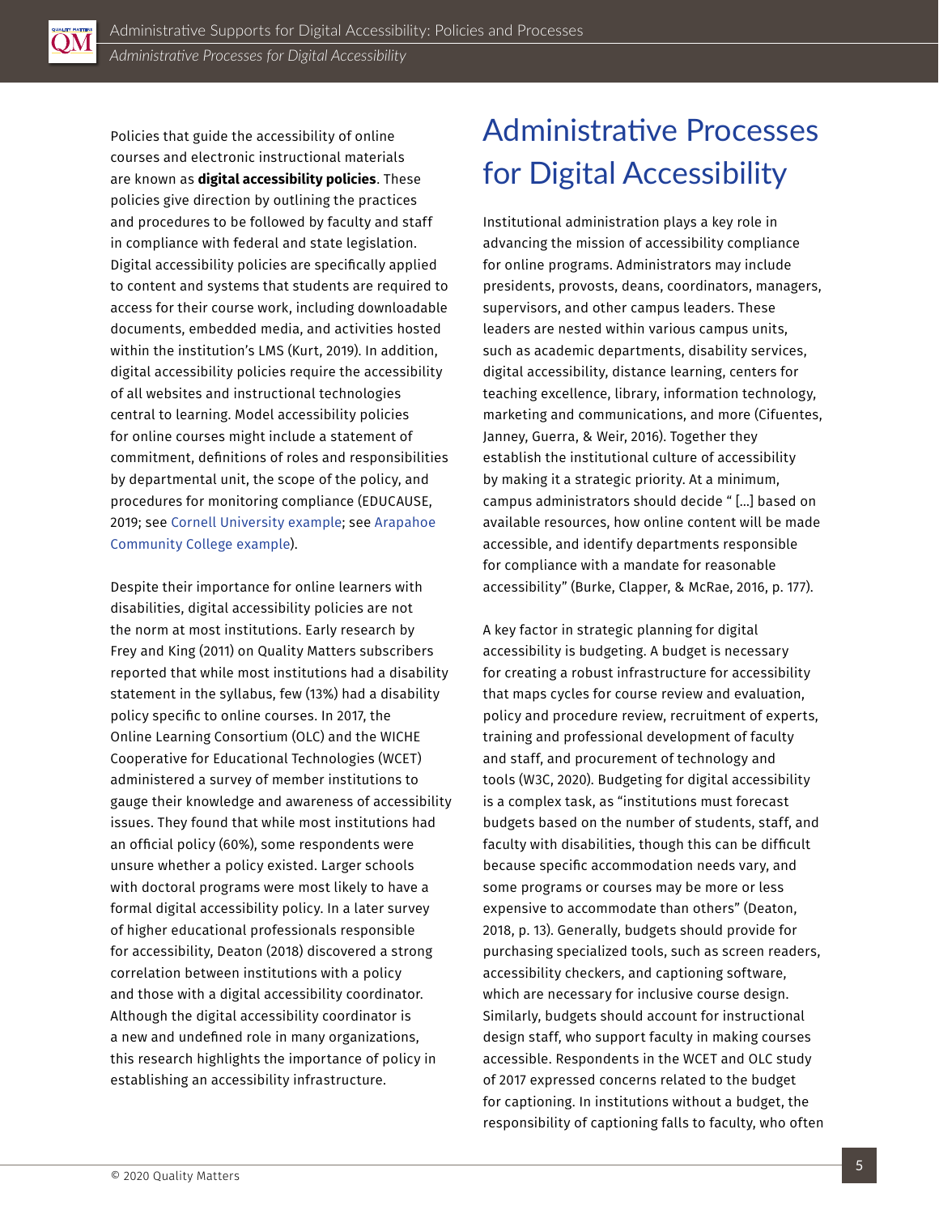Policies that guide the accessibility of online courses and electronic instructional materials are known as **digital accessibility policies**. These policies give direction by outlining the practices and procedures to be followed by faculty and staff in compliance with federal and state legislation. Digital accessibility policies are specifically applied to content and systems that students are required to access for their course work, including downloadable documents, embedded media, and activities hosted within the institution's LMS (Kurt, 2019). In addition, digital accessibility policies require the accessibility of all websites and instructional technologies central to learning. Model accessibility policies for online courses might include a statement of commitment, definitions of roles and responsibilities by departmental unit, the scope of the policy, and procedures for monitoring compliance (EDUCAUSE, 2019; see Cornell University example; see Arapahoe Community College example).

Despite their importance for online learners with disabilities, digital accessibility policies are not the norm at most institutions. Early research by Frey and King (2011) on Quality Matters subscribers reported that while most institutions had a disability statement in the syllabus, few (13%) had a disability policy specific to online courses. In 2017, the Online Learning Consortium (OLC) and the WICHE Cooperative for Educational Technologies (WCET) administered a survey of member institutions to gauge their knowledge and awareness of accessibility issues. They found that while most institutions had an official policy (60%), some respondents were unsure whether a policy existed. Larger schools with doctoral programs were most likely to have a formal digital accessibility policy. In a later survey of higher educational professionals responsible for accessibility, Deaton (2018) discovered a strong correlation between institutions with a policy and those with a digital accessibility coordinator. Although the digital accessibility coordinator is a new and undefined role in many organizations, this research highlights the importance of policy in establishing an accessibility infrastructure.

# Administrative Processes for Digital Accessibility

Institutional administration plays a key role in advancing the mission of accessibility compliance for online programs. Administrators may include presidents, provosts, deans, coordinators, managers, supervisors, and other campus leaders. These leaders are nested within various campus units, such as academic departments, disability services, digital accessibility, distance learning, centers for teaching excellence, library, information technology, marketing and communications, and more (Cifuentes, Janney, Guerra, & Weir, 2016). Together they establish the institutional culture of accessibility by making it a strategic priority. At a minimum, campus administrators should decide " [...] based on available resources, how online content will be made accessible, and identify departments responsible for compliance with a mandate for reasonable accessibility" (Burke, Clapper, & McRae, 2016, p. 177).

A key factor in strategic planning for digital accessibility is budgeting. A budget is necessary for creating a robust infrastructure for accessibility that maps cycles for course review and evaluation, policy and procedure review, recruitment of experts, training and professional development of faculty and staff, and procurement of technology and tools (W3C, 2020). Budgeting for digital accessibility is a complex task, as "institutions must forecast budgets based on the number of students, staff, and faculty with disabilities, though this can be difficult because specific accommodation needs vary, and some programs or courses may be more or less expensive to accommodate than others" (Deaton, 2018, p. 13). Generally, budgets should provide for purchasing specialized tools, such as screen readers, accessibility checkers, and captioning software, which are necessary for inclusive course design. Similarly, budgets should account for instructional design staff, who support faculty in making courses accessible. Respondents in the WCET and OLC study of 2017 expressed concerns related to the budget for captioning. In institutions without a budget, the responsibility of captioning falls to faculty, who often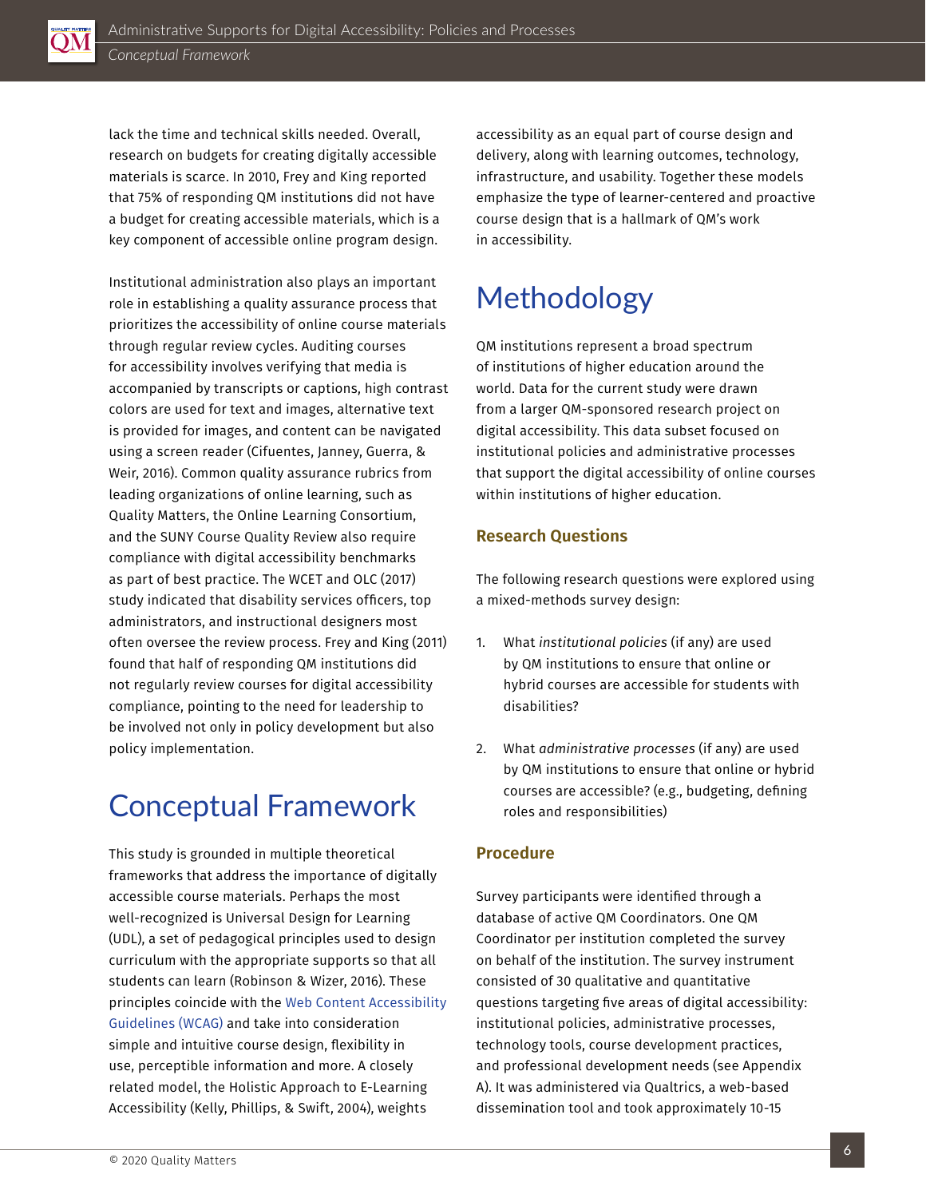lack the time and technical skills needed. Overall, research on budgets for creating digitally accessible materials is scarce. In 2010, Frey and King reported that 75% of responding QM institutions did not have a budget for creating accessible materials, which is a key component of accessible online program design.

Institutional administration also plays an important role in establishing a quality assurance process that prioritizes the accessibility of online course materials through regular review cycles. Auditing courses for accessibility involves verifying that media is accompanied by transcripts or captions, high contrast colors are used for text and images, alternative text is provided for images, and content can be navigated using a screen reader (Cifuentes, Janney, Guerra, & Weir, 2016). Common quality assurance rubrics from leading organizations of online learning, such as Quality Matters, the Online Learning Consortium, and the SUNY Course Quality Review also require compliance with digital accessibility benchmarks as part of best practice. The WCET and OLC (2017) study indicated that disability services officers, top administrators, and instructional designers most often oversee the review process. Frey and King (2011) found that half of responding QM institutions did not regularly review courses for digital accessibility compliance, pointing to the need for leadership to be involved not only in policy development but also policy implementation.

# Conceptual Framework

This study is grounded in multiple theoretical frameworks that address the importance of digitally accessible course materials. Perhaps the most well-recognized is Universal Design for Learning (UDL), a set of pedagogical principles used to design curriculum with the appropriate supports so that all students can learn (Robinson & Wizer, 2016). These principles coincide with the Web Content Accessibility Guidelines (WCAG) and take into consideration simple and intuitive course design, flexibility in use, perceptible information and more. A closely related model, the Holistic Approach to E-Learning Accessibility (Kelly, Phillips, & Swift, 2004), weights accessibility as an equal part of course design and delivery, along with learning outcomes, technology, infrastructure, and usability. Together these models emphasize the type of learner-centered and proactive course design that is a hallmark of QM's work in accessibility.

# Methodology

QM institutions represent a broad spectrum of institutions of higher education around the world. Data for the current study were drawn from a larger QM-sponsored research project on digital accessibility. This data subset focused on institutional policies and administrative processes that support the digital accessibility of online courses within institutions of higher education.

### Research Questions

The following research questions were explored using a mixed-methods survey design:

1. What *institutional policies* (if any) are used by QM institutions to ensure that online or hybrid courses are accessible for students with disabilities?
2. What *administrative processes* (if any) are used by QM institutions to ensure that online or hybrid courses are accessible? (e.g., budgeting, defining roles and responsibilities)

### Procedure

Survey participants were identified through a database of active QM Coordinators. One QM Coordinator per institution completed the survey on behalf of the institution. The survey instrument consisted of 30 qualitative and quantitative questions targeting five areas of digital accessibility: institutional policies, administrative processes, technology tools, course development practices, and professional development needs (see Appendix A). It was administered via Qualtrics, a web-based dissemination tool and took approximately 10-15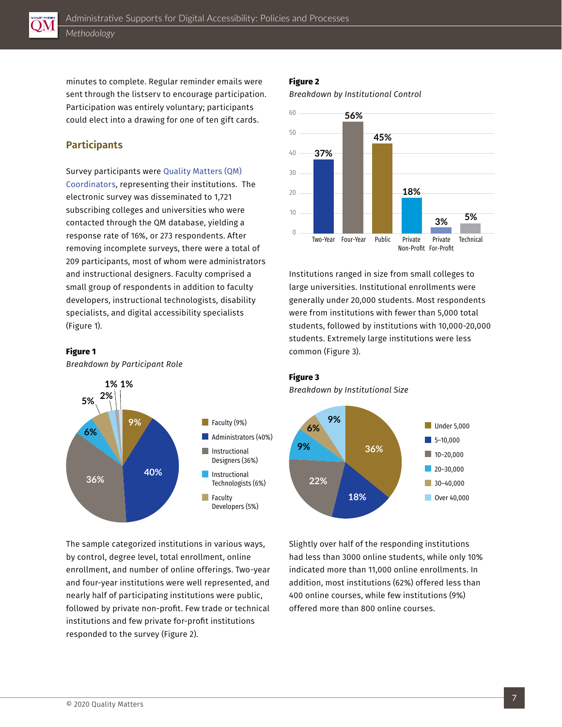minutes to complete. Regular reminder emails were sent through the listserv to encourage participation. Participation was entirely voluntary; participants could elect into a drawing for one of ten gift cards.

## Participants

Survey participants were Quality Matters (QM) Coordinators, representing their institutions. The electronic survey was disseminated to 1,721 subscribing colleges and universities who were contacted through the QM database, yielding a response rate of 16%, or 273 respondents. After removing incomplete surveys, there were a total of 209 participants, most of whom were administrators and instructional designers. Faculty comprised a small group of respondents in addition to faculty developers, instructional technologists, disability specialists, and digital accessibility specialists (Figure 1).

**Figure 1**

*Breakdown by Participant Role*

| Role | Percentage |
|---|---|
| Faculty | 9% |
| Administrators | 40% |
| Instructional Designers | 36% |
| Instructional Technologists | 6% |
| Faculty Developers | 5% |
| (unlabeled) | 2% |
| (unlabeled) | 1% |
| (unlabeled) | 1% |

The sample categorized institutions in various ways, by control, degree level, total enrollment, online enrollment, and number of online offerings. Two-year and four-year institutions were well represented, and nearly half of participating institutions were public, followed by private non-profit. Few trade or technical institutions and few private for-profit institutions responded to the survey (Figure 2).

**Figure 2**

*Breakdown by Institutional Control*

| Two-Year | Four-Year | Public | Private Non-Profit | Private For-Profit | Technical |
|---|---|---|---|---|---|
| 37% | 56% | 45% | 18% | 3% | 5% |

Institutions ranged in size from small colleges to large universities. Institutional enrollments were generally under 20,000 students. Most respondents were from institutions with fewer than 5,000 total students, followed by institutions with 10,000-20,000 students. Extremely large institutions were less common (Figure 3).

**Figure 3**

*Breakdown by Institutional Size*

| Size | Percentage |
|---|---|
| Under 5,000 | 36% |
| 5–10,000 | 18% |
| 10–20,000 | 22% |
| 20–30,000 | 9% |
| 30–40,000 | 6% |
| Over 40,000 | 9% |

Slightly over half of the responding institutions had less than 3000 online students, while only 10% indicated more than 11,000 online enrollments. In addition, most institutions (62%) offered less than 400 online courses, while few institutions (9%) offered more than 800 online courses.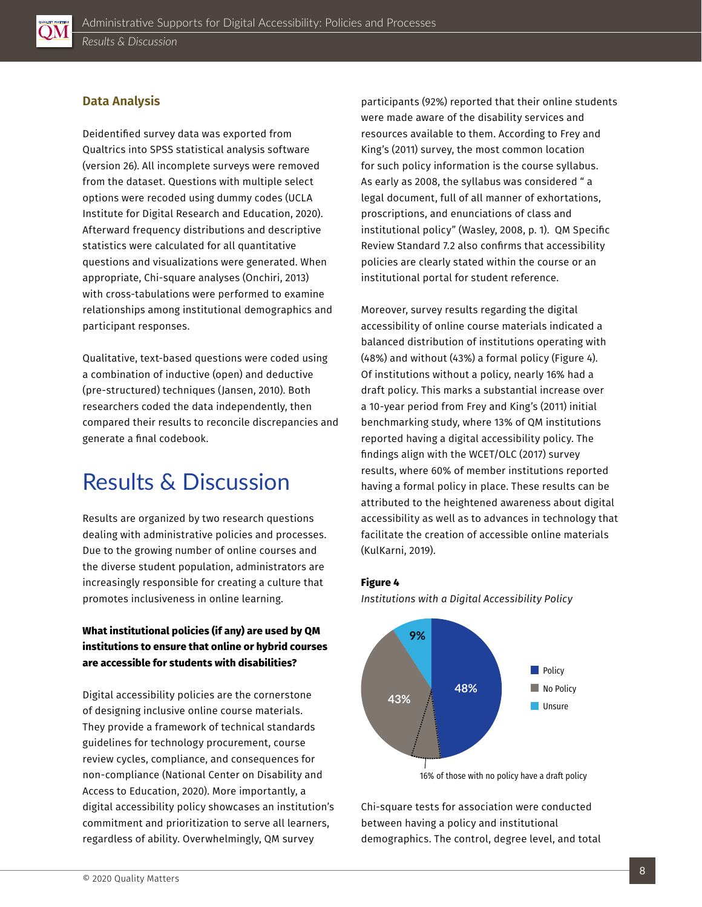### Data Analysis

Deidentified survey data was exported from Qualtrics into SPSS statistical analysis software (version 26). All incomplete surveys were removed from the dataset. Questions with multiple select options were recoded using dummy codes (UCLA Institute for Digital Research and Education, 2020). Afterward frequency distributions and descriptive statistics were calculated for all quantitative questions and visualizations were generated. When appropriate, Chi-square analyses (Onchiri, 2013) with cross-tabulations were performed to examine relationships among institutional demographics and participant responses.

Qualitative, text-based questions were coded using a combination of inductive (open) and deductive (pre-structured) techniques (Jansen, 2010). Both researchers coded the data independently, then compared their results to reconcile discrepancies and generate a final codebook.

# Results & Discussion

Results are organized by two research questions dealing with administrative policies and processes. Due to the growing number of online courses and the diverse student population, administrators are increasingly responsible for creating a culture that promotes inclusiveness in online learning.

**What institutional policies (if any) are used by QM institutions to ensure that online or hybrid courses are accessible for students with disabilities?**

Digital accessibility policies are the cornerstone of designing inclusive online course materials. They provide a framework of technical standards guidelines for technology procurement, course review cycles, compliance, and consequences for non-compliance (National Center on Disability and Access to Education, 2020). More importantly, a digital accessibility policy showcases an institution's commitment and prioritization to serve all learners, regardless of ability. Overwhelmingly, QM survey participants (92%) reported that their online students were made aware of the disability services and resources available to them. According to Frey and King's (2011) survey, the most common location for such policy information is the course syllabus. As early as 2008, the syllabus was considered " a legal document, full of all manner of exhortations, proscriptions, and enunciations of class and institutional policy" (Wasley, 2008, p. 1). QM Specific Review Standard 7.2 also confirms that accessibility policies are clearly stated within the course or an institutional portal for student reference.

Moreover, survey results regarding the digital accessibility of online course materials indicated a balanced distribution of institutions operating with (48%) and without (43%) a formal policy (Figure 4). Of institutions without a policy, nearly 16% had a draft policy. This marks a substantial increase over a 10-year period from Frey and King's (2011) initial benchmarking study, where 13% of QM institutions reported having a digital accessibility policy. The findings align with the WCET/OLC (2017) survey results, where 60% of member institutions reported having a formal policy in place. These results can be attributed to the heightened awareness about digital accessibility as well as to advances in technology that facilitate the creation of accessible online materials (KulKarni, 2019).

**Figure 4**

*Institutions with a Digital Accessibility Policy*

| Response | Percentage |
|---|---|
| Policy | 48% |
| No Policy | 43% |
| Unsure | 9% |

16% of those with no policy have a draft policy

Chi-square tests for association were conducted between having a policy and institutional demographics. The control, degree level, and total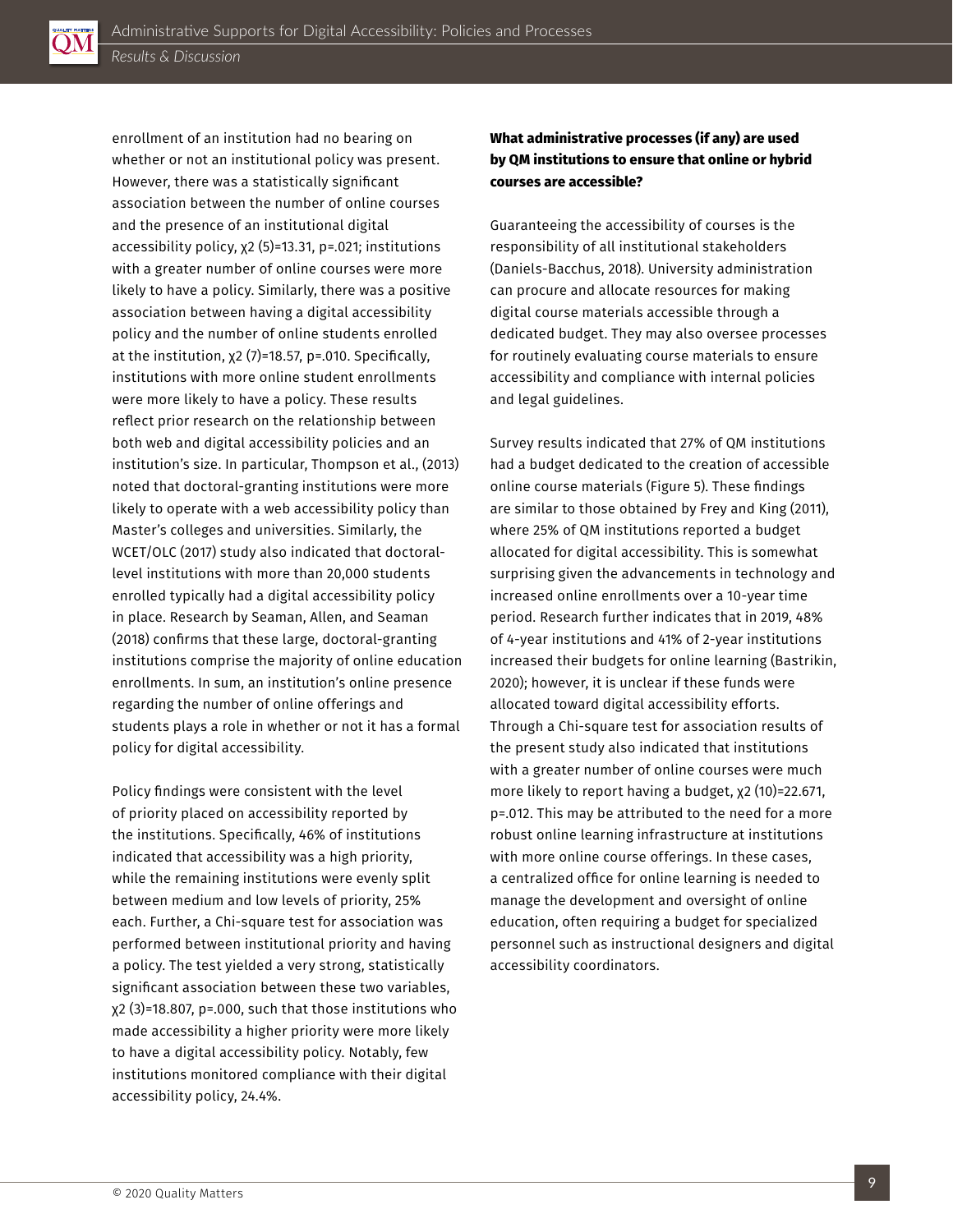enrollment of an institution had no bearing on whether or not an institutional policy was present. However, there was a statistically significant association between the number of online courses and the presence of an institutional digital accessibility policy, $\chi^2$ (5)=13.31, p=.021; institutions with a greater number of online courses were more likely to have a policy. Similarly, there was a positive association between having a digital accessibility policy and the number of online students enrolled at the institution, $\chi^2$ (7)=18.57, p=.010. Specifically, institutions with more online student enrollments were more likely to have a policy. These results reflect prior research on the relationship between both web and digital accessibility policies and an institution's size. In particular, Thompson et al., (2013) noted that doctoral-granting institutions were more likely to operate with a web accessibility policy than Master's colleges and universities. Similarly, the WCET/OLC (2017) study also indicated that doctoral-level institutions with more than 20,000 students enrolled typically had a digital accessibility policy in place. Research by Seaman, Allen, and Seaman (2018) confirms that these large, doctoral-granting institutions comprise the majority of online education enrollments. In sum, an institution's online presence regarding the number of online offerings and students plays a role in whether or not it has a formal policy for digital accessibility.

Policy findings were consistent with the level of priority placed on accessibility reported by the institutions. Specifically, 46% of institutions indicated that accessibility was a high priority, while the remaining institutions were evenly split between medium and low levels of priority, 25% each. Further, a Chi-square test for association was performed between institutional priority and having a policy. The test yielded a very strong, statistically significant association between these two variables, $\chi^2$ (3)=18.807, p=.000, such that those institutions who made accessibility a higher priority were more likely to have a digital accessibility policy. Notably, few institutions monitored compliance with their digital accessibility policy, 24.4%.

**What administrative processes (if any) are used by QM institutions to ensure that online or hybrid courses are accessible?**

Guaranteeing the accessibility of courses is the responsibility of all institutional stakeholders (Daniels-Bacchus, 2018). University administration can procure and allocate resources for making digital course materials accessible through a dedicated budget. They may also oversee processes for routinely evaluating course materials to ensure accessibility and compliance with internal policies and legal guidelines.

Survey results indicated that 27% of QM institutions had a budget dedicated to the creation of accessible online course materials (Figure 5). These findings are similar to those obtained by Frey and King (2011), where 25% of QM institutions reported a budget allocated for digital accessibility. This is somewhat surprising given the advancements in technology and increased online enrollments over a 10-year time period. Research further indicates that in 2019, 48% of 4-year institutions and 41% of 2-year institutions increased their budgets for online learning (Bastrikin, 2020); however, it is unclear if these funds were allocated toward digital accessibility efforts. Through a Chi-square test for association results of the present study also indicated that institutions with a greater number of online courses were much more likely to report having a budget, $\chi^2$ (10)=22.671, p=.012. This may be attributed to the need for a more robust online learning infrastructure at institutions with more online course offerings. In these cases, a centralized office for online learning is needed to manage the development and oversight of online education, often requiring a budget for specialized personnel such as instructional designers and digital accessibility coordinators.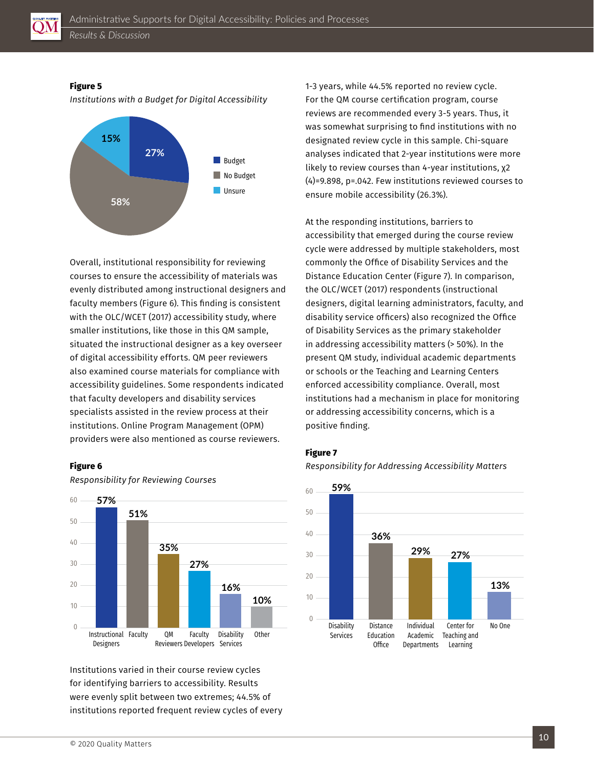**Figure 5**

*Institutions with a Budget for Digital Accessibility*

| Response | Percentage |
|---|---|
| Budget | 27% |
| No Budget | 58% |
| Unsure | 15% |

Overall, institutional responsibility for reviewing courses to ensure the accessibility of materials was evenly distributed among instructional designers and faculty members (Figure 6). This finding is consistent with the OLC/WCET (2017) accessibility study, where smaller institutions, like those in this QM sample, situated the instructional designer as a key overseer of digital accessibility efforts. QM peer reviewers also examined course materials for compliance with accessibility guidelines. Some respondents indicated that faculty developers and disability services specialists assisted in the review process at their institutions. Online Program Management (OPM) providers were also mentioned as course reviewers.

**Figure 6**

*Responsibility for Reviewing Courses*

| Reviewer | Percentage |
|---|---|
| Instructional Designers | 57% |
| Faculty | 51% |
| QM Reviewers | 35% |
| Faculty Developers | 27% |
| Disability Services | 16% |
| Other | 10% |

Institutions varied in their course review cycles for identifying barriers to accessibility. Results were evenly split between two extremes; 44.5% of institutions reported frequent review cycles of every 1-3 years, while 44.5% reported no review cycle. For the QM course certification program, course reviews are recommended every 3-5 years. Thus, it was somewhat surprising to find institutions with no designated review cycle in this sample. Chi-square analyses indicated that 2-year institutions were more likely to review courses than 4-year institutions, $\chi^2(4)=9.898$, $p=.042$. Few institutions reviewed courses to ensure mobile accessibility (26.3%).

At the responding institutions, barriers to accessibility that emerged during the course review cycle were addressed by multiple stakeholders, most commonly the Office of Disability Services and the Distance Education Center (Figure 7). In comparison, the OLC/WCET (2017) respondents (instructional designers, digital learning administrators, faculty, and disability service officers) also recognized the Office of Disability Services as the primary stakeholder in addressing accessibility matters (> 50%). In the present QM study, individual academic departments or schools or the Teaching and Learning Centers enforced accessibility compliance. Overall, most institutions had a mechanism in place for monitoring or addressing accessibility concerns, which is a positive finding.

**Figure 7**

*Responsibility for Addressing Accessibility Matters*

| Stakeholder | Percentage |
|---|---|
| Disability Services | 59% |
| Distance Education Office | 36% |
| Individual Academic Departments | 29% |
| Center for Teaching and Learning | 27% |
| No One | 13% |

© 2020 Quality Matters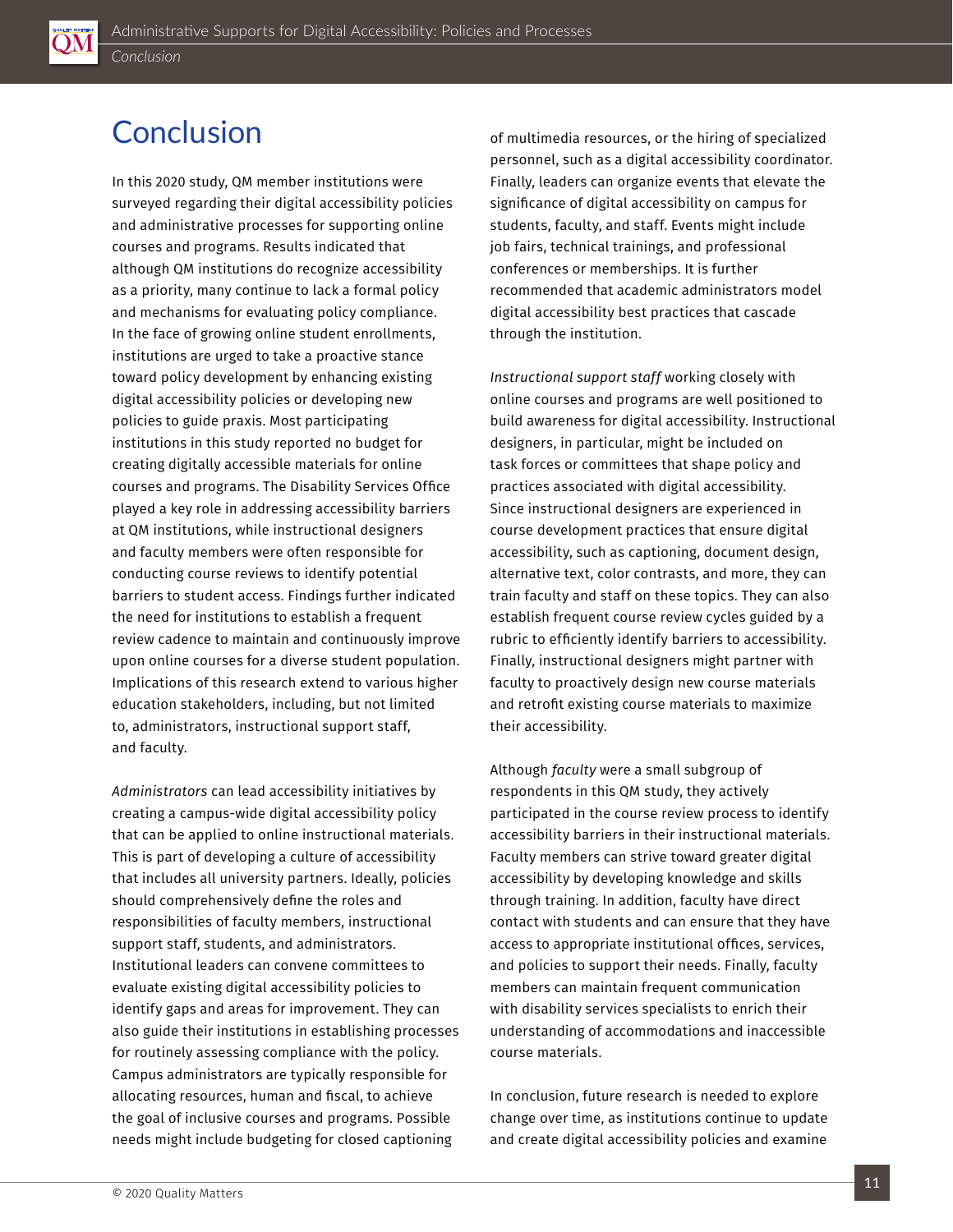# Conclusion

In this 2020 study, QM member institutions were surveyed regarding their digital accessibility policies and administrative processes for supporting online courses and programs. Results indicated that although QM institutions do recognize accessibility as a priority, many continue to lack a formal policy and mechanisms for evaluating policy compliance. In the face of growing online student enrollments, institutions are urged to take a proactive stance toward policy development by enhancing existing digital accessibility policies or developing new policies to guide praxis. Most participating institutions in this study reported no budget for creating digitally accessible materials for online courses and programs. The Disability Services Office played a key role in addressing accessibility barriers at QM institutions, while instructional designers and faculty members were often responsible for conducting course reviews to identify potential barriers to student access. Findings further indicated the need for institutions to establish a frequent review cadence to maintain and continuously improve upon online courses for a diverse student population. Implications of this research extend to various higher education stakeholders, including, but not limited to, administrators, instructional support staff, and faculty.

*Administrators* can lead accessibility initiatives by creating a campus-wide digital accessibility policy that can be applied to online instructional materials. This is part of developing a culture of accessibility that includes all university partners. Ideally, policies should comprehensively define the roles and responsibilities of faculty members, instructional support staff, students, and administrators. Institutional leaders can convene committees to evaluate existing digital accessibility policies to identify gaps and areas for improvement. They can also guide their institutions in establishing processes for routinely assessing compliance with the policy. Campus administrators are typically responsible for allocating resources, human and fiscal, to achieve the goal of inclusive courses and programs. Possible needs might include budgeting for closed captioning of multimedia resources, or the hiring of specialized personnel, such as a digital accessibility coordinator. Finally, leaders can organize events that elevate the significance of digital accessibility on campus for students, faculty, and staff. Events might include job fairs, technical trainings, and professional conferences or memberships. It is further recommended that academic administrators model digital accessibility best practices that cascade through the institution.

*Instructional support staff* working closely with online courses and programs are well positioned to build awareness for digital accessibility. Instructional designers, in particular, might be included on task forces or committees that shape policy and practices associated with digital accessibility. Since instructional designers are experienced in course development practices that ensure digital accessibility, such as captioning, document design, alternative text, color contrasts, and more, they can train faculty and staff on these topics. They can also establish frequent course review cycles guided by a rubric to efficiently identify barriers to accessibility. Finally, instructional designers might partner with faculty to proactively design new course materials and retrofit existing course materials to maximize their accessibility.

Although *faculty* were a small subgroup of respondents in this QM study, they actively participated in the course review process to identify accessibility barriers in their instructional materials. Faculty members can strive toward greater digital accessibility by developing knowledge and skills through training. In addition, faculty have direct contact with students and can ensure that they have access to appropriate institutional offices, services, and policies to support their needs. Finally, faculty members can maintain frequent communication with disability services specialists to enrich their understanding of accommodations and inaccessible course materials.

In conclusion, future research is needed to explore change over time, as institutions continue to update and create digital accessibility policies and examine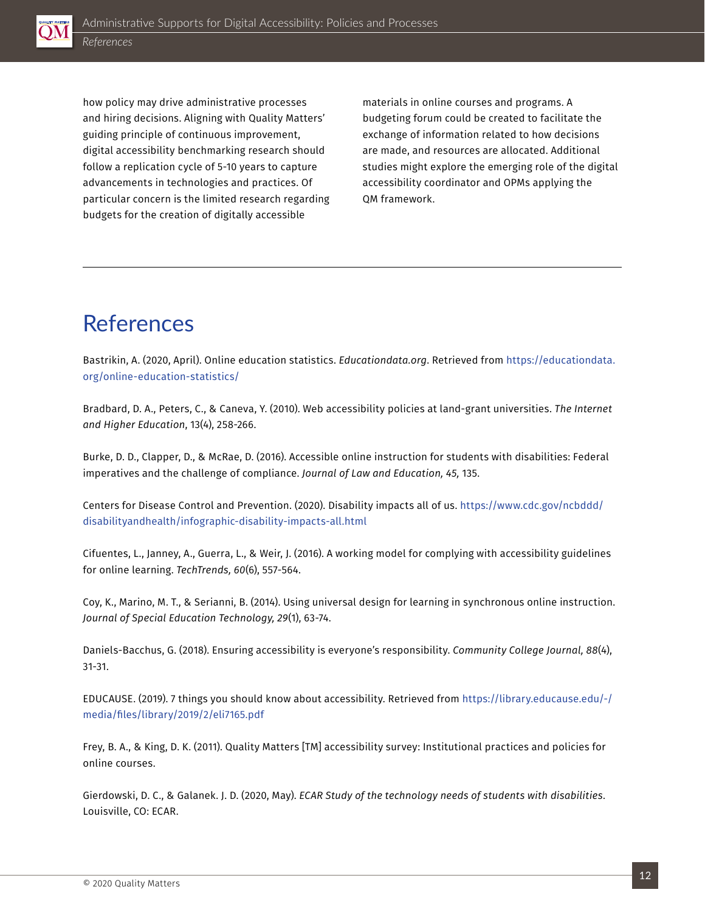how policy may drive administrative processes and hiring decisions. Aligning with Quality Matters' guiding principle of continuous improvement, digital accessibility benchmarking research should follow a replication cycle of 5-10 years to capture advancements in technologies and practices. Of particular concern is the limited research regarding budgets for the creation of digitally accessible materials in online courses and programs. A budgeting forum could be created to facilitate the exchange of information related to how decisions are made, and resources are allocated. Additional studies might explore the emerging role of the digital accessibility coordinator and OPMs applying the QM framework.

---

# References

Bastrikin, A. (2020, April). Online education statistics. *Educationdata.org*. Retrieved from https://educationdata.org/online-education-statistics/

Bradbard, D. A., Peters, C., & Caneva, Y. (2010). Web accessibility policies at land-grant universities. *The Internet and Higher Education*, 13(4), 258-266.

Burke, D. D., Clapper, D., & McRae, D. (2016). Accessible online instruction for students with disabilities: Federal imperatives and the challenge of compliance. *Journal of Law and Education, 45,* 135.

Centers for Disease Control and Prevention. (2020). Disability impacts all of us. https://www.cdc.gov/ncbddd/disabilityandhealth/infographic-disability-impacts-all.html

Cifuentes, L., Janney, A., Guerra, L., & Weir, J. (2016). A working model for complying with accessibility guidelines for online learning. *TechTrends, 60*(6), 557-564.

Coy, K., Marino, M. T., & Serianni, B. (2014). Using universal design for learning in synchronous online instruction. *Journal of Special Education Technology, 29*(1), 63-74.

Daniels-Bacchus, G. (2018). Ensuring accessibility is everyone's responsibility. *Community College Journal, 88*(4), 31-31.

EDUCAUSE. (2019). 7 things you should know about accessibility. Retrieved from https://library.educause.edu/-/media/files/library/2019/2/eli7165.pdf

Frey, B. A., & King, D. K. (2011). Quality Matters [TM] accessibility survey: Institutional practices and policies for online courses.

Gierdowski, D. C., & Galanek. J. D. (2020, May). *ECAR Study of the technology needs of students with disabilities.* Louisville, CO: ECAR.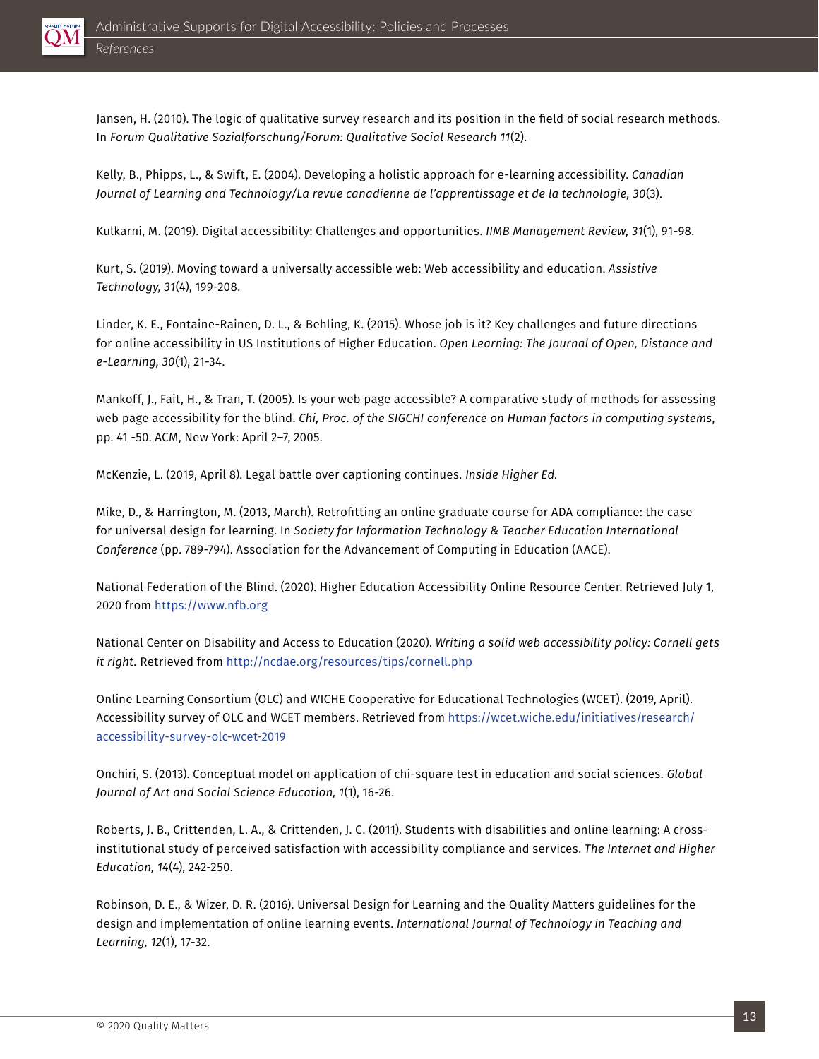Jansen, H. (2010). The logic of qualitative survey research and its position in the field of social research methods. In *Forum Qualitative Sozialforschung/Forum: Qualitative Social Research 11*(2).

Kelly, B., Phipps, L., & Swift, E. (2004). Developing a holistic approach for e-learning accessibility. *Canadian Journal of Learning and Technology/La revue canadienne de l'apprentissage et de la technologie, 30*(3).

Kulkarni, M. (2019). Digital accessibility: Challenges and opportunities. *IIMB Management Review, 31*(1), 91-98.

Kurt, S. (2019). Moving toward a universally accessible web: Web accessibility and education. *Assistive Technology, 31*(4), 199-208.

Linder, K. E., Fontaine-Rainen, D. L., & Behling, K. (2015). Whose job is it? Key challenges and future directions for online accessibility in US Institutions of Higher Education. *Open Learning: The Journal of Open, Distance and e-Learning, 30*(1), 21-34.

Mankoff, J., Fait, H., & Tran, T. (2005). Is your web page accessible? A comparative study of methods for assessing web page accessibility for the blind. *Chi, Proc. of the SIGCHI conference on Human factors in computing systems*, pp. 41 -50. ACM, New York: April 2–7, 2005.

McKenzie, L. (2019, April 8). Legal battle over captioning continues. *Inside Higher Ed.*

Mike, D., & Harrington, M. (2013, March). Retrofitting an online graduate course for ADA compliance: the case for universal design for learning. In *Society for Information Technology & Teacher Education International Conference* (pp. 789-794). Association for the Advancement of Computing in Education (AACE).

National Federation of the Blind. (2020). Higher Education Accessibility Online Resource Center. Retrieved July 1, 2020 from https://www.nfb.org

National Center on Disability and Access to Education (2020). *Writing a solid web accessibility policy: Cornell gets it right.* Retrieved from http://ncdae.org/resources/tips/cornell.php

Online Learning Consortium (OLC) and WICHE Cooperative for Educational Technologies (WCET). (2019, April). Accessibility survey of OLC and WCET members. Retrieved from https://wcet.wiche.edu/initiatives/research/accessibility-survey-olc-wcet-2019

Onchiri, S. (2013). Conceptual model on application of chi-square test in education and social sciences. *Global Journal of Art and Social Science Education, 1*(1), 16-26.

Roberts, J. B., Crittenden, L. A., & Crittenden, J. C. (2011). Students with disabilities and online learning: A cross-institutional study of perceived satisfaction with accessibility compliance and services. *The Internet and Higher Education, 14*(4), 242-250.

Robinson, D. E., & Wizer, D. R. (2016). Universal Design for Learning and the Quality Matters guidelines for the design and implementation of online learning events. *International Journal of Technology in Teaching and Learning, 12*(1), 17-32.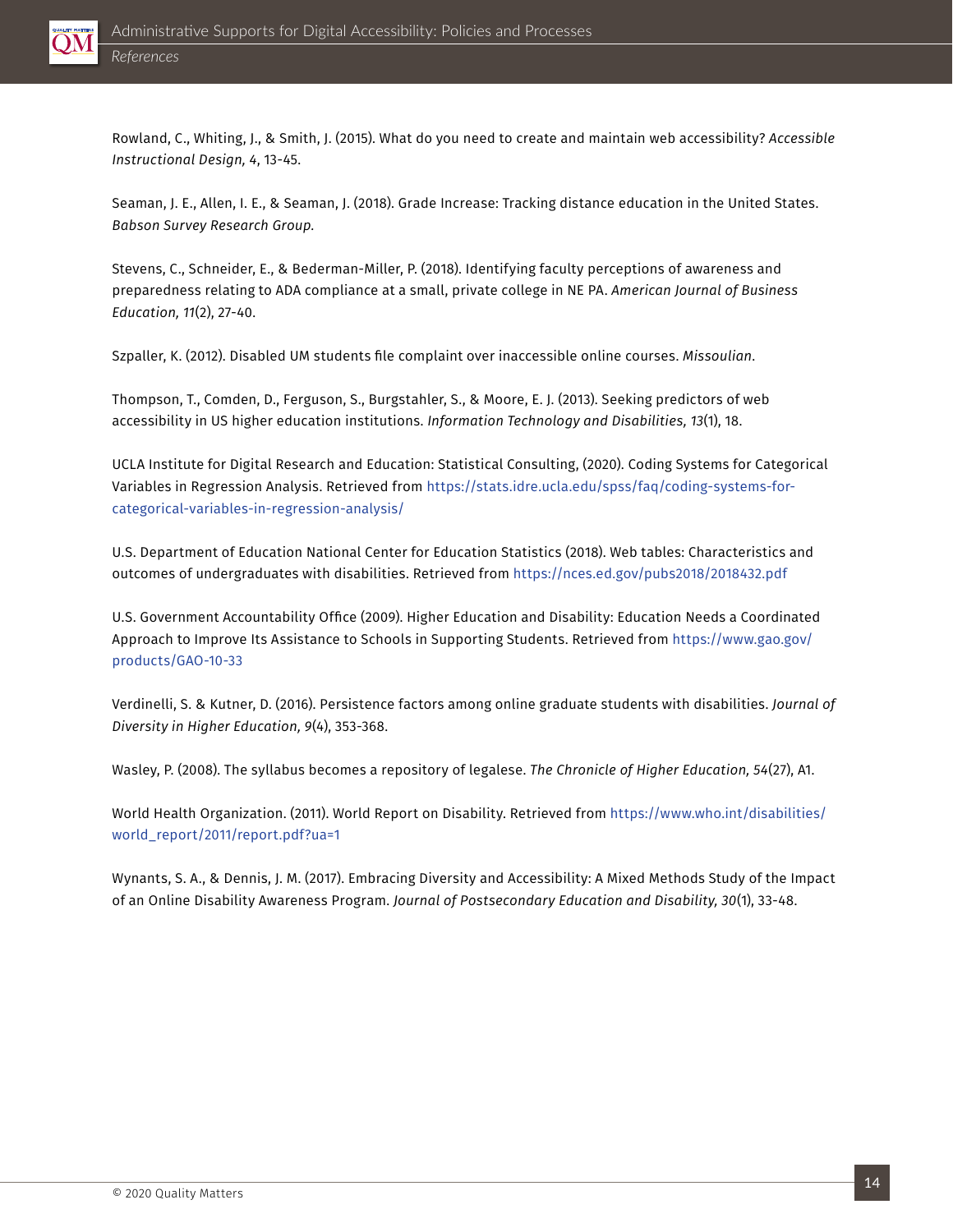Rowland, C., Whiting, J., & Smith, J. (2015). What do you need to create and maintain web accessibility? *Accessible Instructional Design, 4*, 13-45.

Seaman, J. E., Allen, I. E., & Seaman, J. (2018). Grade Increase: Tracking distance education in the United States. *Babson Survey Research Group.*

Stevens, C., Schneider, E., & Bederman-Miller, P. (2018). Identifying faculty perceptions of awareness and preparedness relating to ADA compliance at a small, private college in NE PA. *American Journal of Business Education, 11*(2), 27-40.

Szpaller, K. (2012). Disabled UM students file complaint over inaccessible online courses. *Missoulian*.

Thompson, T., Comden, D., Ferguson, S., Burgstahler, S., & Moore, E. J. (2013). Seeking predictors of web accessibility in US higher education institutions. *Information Technology and Disabilities, 13*(1), 18.

UCLA Institute for Digital Research and Education: Statistical Consulting, (2020). Coding Systems for Categorical Variables in Regression Analysis. Retrieved from https://stats.idre.ucla.edu/spss/faq/coding-systems-for-categorical-variables-in-regression-analysis/

U.S. Department of Education National Center for Education Statistics (2018). Web tables: Characteristics and outcomes of undergraduates with disabilities. Retrieved from https://nces.ed.gov/pubs2018/2018432.pdf

U.S. Government Accountability Office (2009). Higher Education and Disability: Education Needs a Coordinated Approach to Improve Its Assistance to Schools in Supporting Students. Retrieved from https://www.gao.gov/products/GAO-10-33

Verdinelli, S. & Kutner, D. (2016). Persistence factors among online graduate students with disabilities. *Journal of Diversity in Higher Education, 9*(4), 353-368.

Wasley, P. (2008). The syllabus becomes a repository of legalese. *The Chronicle of Higher Education, 54*(27), A1.

World Health Organization. (2011). World Report on Disability. Retrieved from https://www.who.int/disabilities/world_report/2011/report.pdf?ua=1

Wynants, S. A., & Dennis, J. M. (2017). Embracing Diversity and Accessibility: A Mixed Methods Study of the Impact of an Online Disability Awareness Program. *Journal of Postsecondary Education and Disability, 30*(1), 33-48.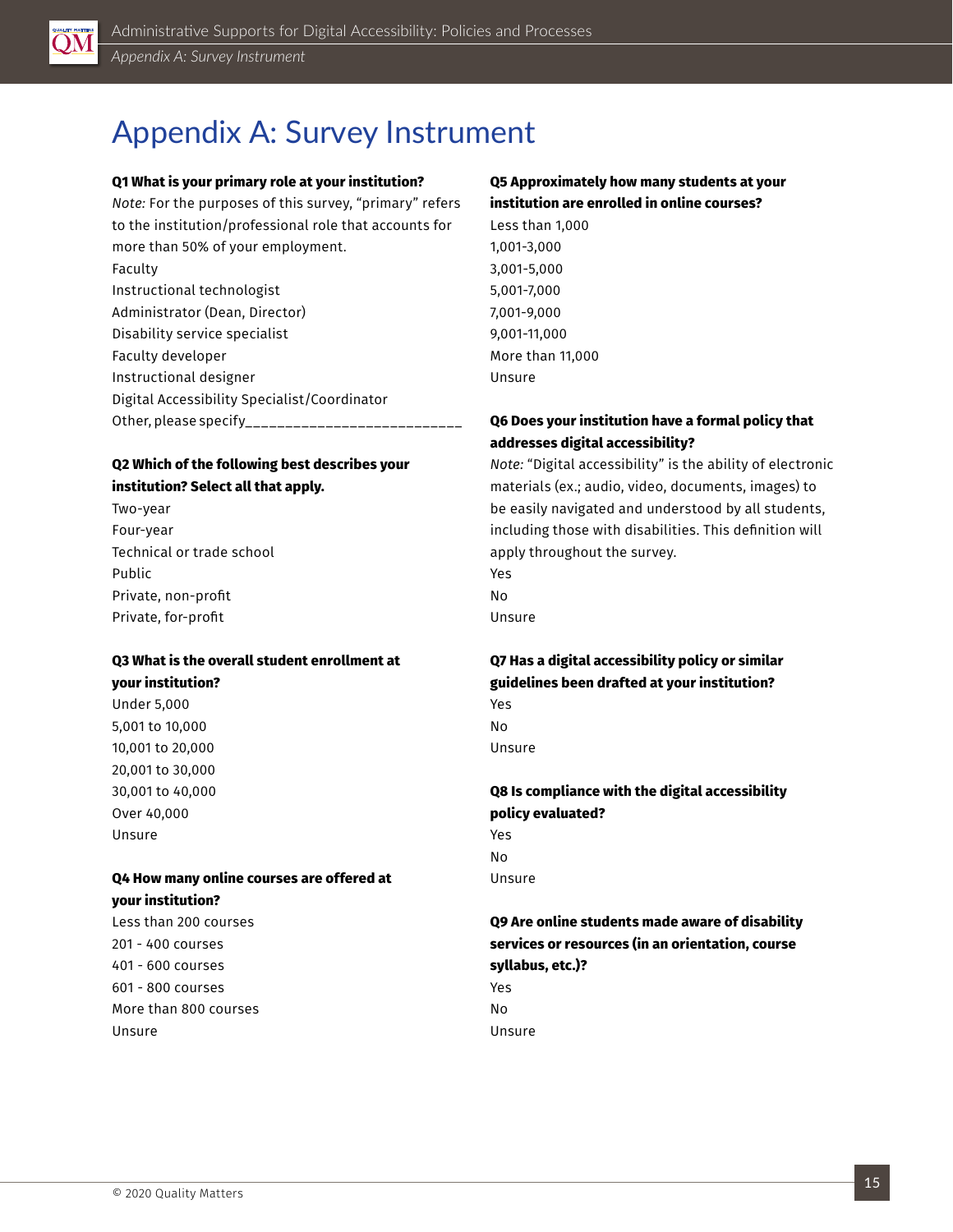# Appendix A: Survey Instrument

**Q1 What is your primary role at your institution?**

*Note:* For the purposes of this survey, "primary" refers to the institution/professional role that accounts for more than 50% of your employment.

Faculty
Instructional technologist
Administrator (Dean, Director)
Disability service specialist
Faculty developer
Instructional designer
Digital Accessibility Specialist/Coordinator
Other, please specify__________________________

**Q2 Which of the following best describes your institution? Select all that apply.**

Two-year
Four-year
Technical or trade school
Public
Private, non-profit
Private, for-profit

**Q3 What is the overall student enrollment at your institution?**

Under 5,000
5,001 to 10,000
10,001 to 20,000
20,001 to 30,000
30,001 to 40,000
Over 40,000
Unsure

**Q4 How many online courses are offered at your institution?**

Less than 200 courses
201 - 400 courses
401 - 600 courses
601 - 800 courses
More than 800 courses
Unsure

**Q5 Approximately how many students at your institution are enrolled in online courses?**

Less than 1,000
1,001-3,000
3,001-5,000
5,001-7,000
7,001-9,000
9,001-11,000
More than 11,000
Unsure

**Q6 Does your institution have a formal policy that addresses digital accessibility?**

*Note:* "Digital accessibility" is the ability of electronic materials (ex.; audio, video, documents, images) to be easily navigated and understood by all students, including those with disabilities. This definition will apply throughout the survey.

Yes
No
Unsure

**Q7 Has a digital accessibility policy or similar guidelines been drafted at your institution?**

Yes
No
Unsure

**Q8 Is compliance with the digital accessibility policy evaluated?**

Yes
No
Unsure

**Q9 Are online students made aware of disability services or resources (in an orientation, course syllabus, etc.)?**

Yes
No
Unsure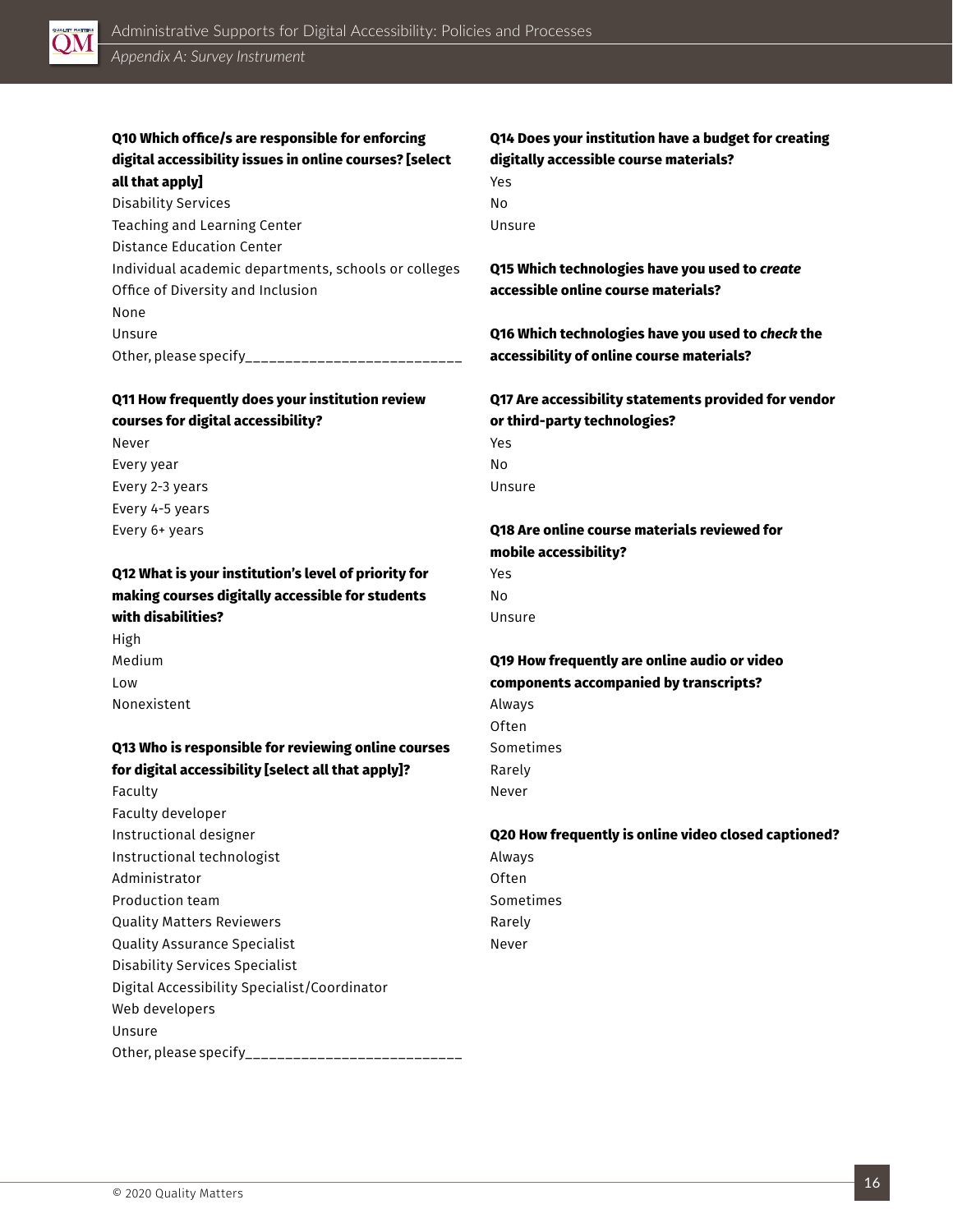**Q10 Which office/s are responsible for enforcing digital accessibility issues in online courses? [select all that apply]**

Disability Services
Teaching and Learning Center
Distance Education Center
Individual academic departments, schools or colleges
Office of Diversity and Inclusion
None
Unsure
Other, please specify__________________________

**Q11 How frequently does your institution review courses for digital accessibility?**

Never
Every year
Every 2-3 years
Every 4-5 years
Every 6+ years

**Q12 What is your institution's level of priority for making courses digitally accessible for students with disabilities?**

High
Medium
Low
Nonexistent

**Q13 Who is responsible for reviewing online courses for digital accessibility [select all that apply]?**

Faculty
Faculty developer
Instructional designer
Instructional technologist
Administrator
Production team
Quality Matters Reviewers
Quality Assurance Specialist
Disability Services Specialist
Digital Accessibility Specialist/Coordinator
Web developers
Unsure
Other, please specify__________________________

**Q14 Does your institution have a budget for creating digitally accessible course materials?**

Yes
No
Unsure

**Q15 Which technologies have you used to *create* accessible online course materials?**

**Q16 Which technologies have you used to *check* the accessibility of online course materials?**

**Q17 Are accessibility statements provided for vendor or third-party technologies?**

Yes
No
Unsure

**Q18 Are online course materials reviewed for mobile accessibility?**

Yes
No
Unsure

**Q19 How frequently are online audio or video components accompanied by transcripts?**

Always
Often
Sometimes
Rarely
Never

**Q20 How frequently is online video closed captioned?**

Always
Often
Sometimes
Rarely
Never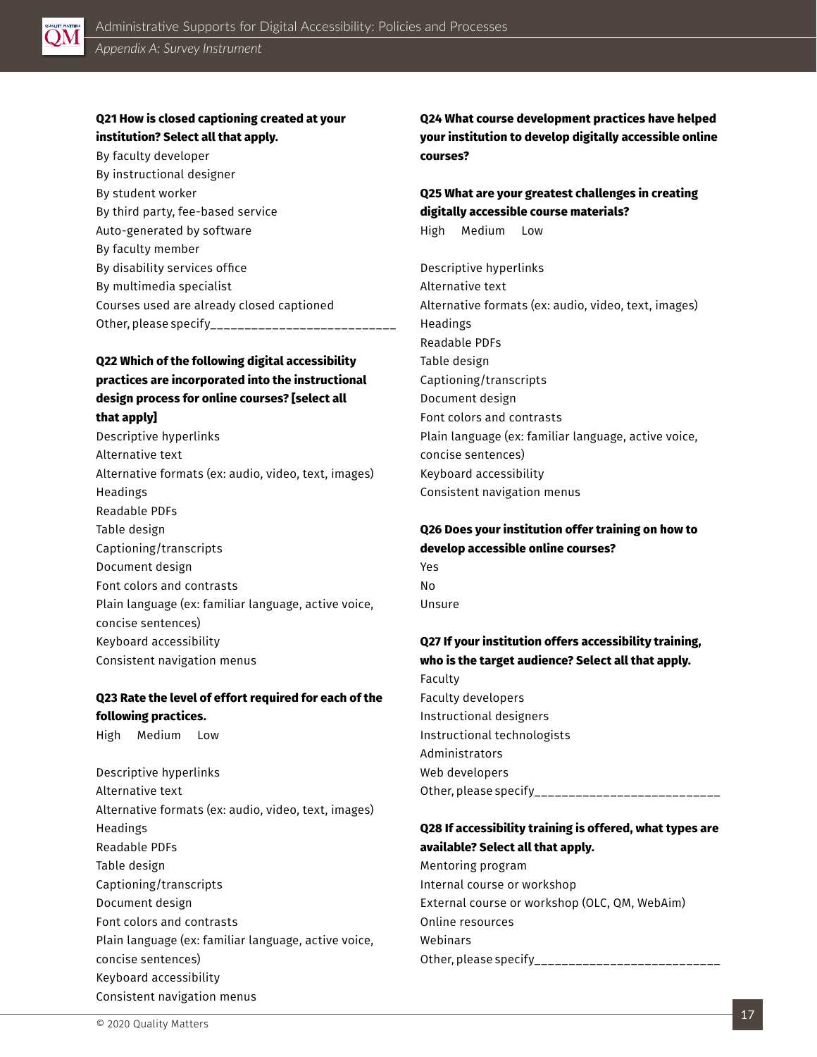**Q21 How is closed captioning created at your institution? Select all that apply.**

By faculty developer
By instructional designer
By student worker
By third party, fee-based service
Auto-generated by software
By faculty member
By disability services office
By multimedia specialist
Courses used are already closed captioned
Other, please specify___________________________

**Q22 Which of the following digital accessibility practices are incorporated into the instructional design process for online courses? [select all that apply]**

Descriptive hyperlinks
Alternative text
Alternative formats (ex: audio, video, text, images)
Headings
Readable PDFs
Table design
Captioning/transcripts
Document design
Font colors and contrasts
Plain language (ex: familiar language, active voice, concise sentences)
Keyboard accessibility
Consistent navigation menus

**Q23 Rate the level of effort required for each of the following practices.**

High Medium Low

Descriptive hyperlinks
Alternative text
Alternative formats (ex: audio, video, text, images)
Headings
Readable PDFs
Table design
Captioning/transcripts
Document design
Font colors and contrasts
Plain language (ex: familiar language, active voice, concise sentences)
Keyboard accessibility
Consistent navigation menus

**Q24 What course development practices have helped your institution to develop digitally accessible online courses?**

**Q25 What are your greatest challenges in creating digitally accessible course materials?**

High Medium Low

Descriptive hyperlinks
Alternative text
Alternative formats (ex: audio, video, text, images)
Headings
Readable PDFs
Table design
Captioning/transcripts
Document design
Font colors and contrasts
Plain language (ex: familiar language, active voice, concise sentences)
Keyboard accessibility
Consistent navigation menus

**Q26 Does your institution offer training on how to develop accessible online courses?**

Yes
No
Unsure

**Q27 If your institution offers accessibility training, who is the target audience? Select all that apply.**

Faculty
Faculty developers
Instructional designers
Instructional technologists
Administrators
Web developers
Other, please specify___________________________

**Q28 If accessibility training is offered, what types are available? Select all that apply.**

Mentoring program
Internal course or workshop
External course or workshop (OLC, QM, WebAim)
Online resources
Webinars
Other, please specify___________________________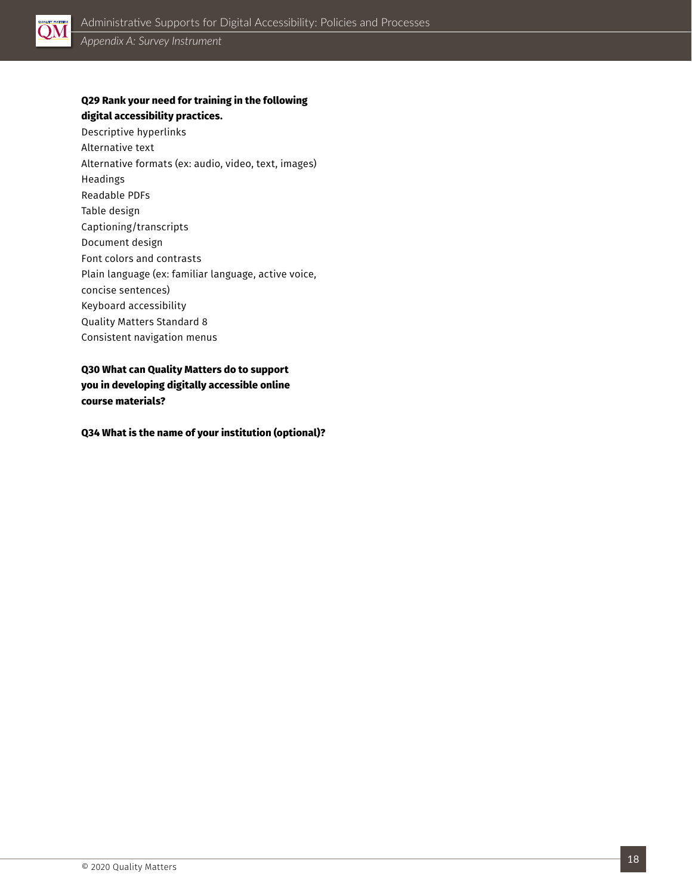**Q29 Rank your need for training in the following digital accessibility practices.**

Descriptive hyperlinks
Alternative text
Alternative formats (ex: audio, video, text, images)
Headings
Readable PDFs
Table design
Captioning/transcripts
Document design
Font colors and contrasts
Plain language (ex: familiar language, active voice, concise sentences)
Keyboard accessibility
Quality Matters Standard 8
Consistent navigation menus

**Q30 What can Quality Matters do to support you in developing digitally accessible online course materials?**

**Q34 What is the name of your institution (optional)?**